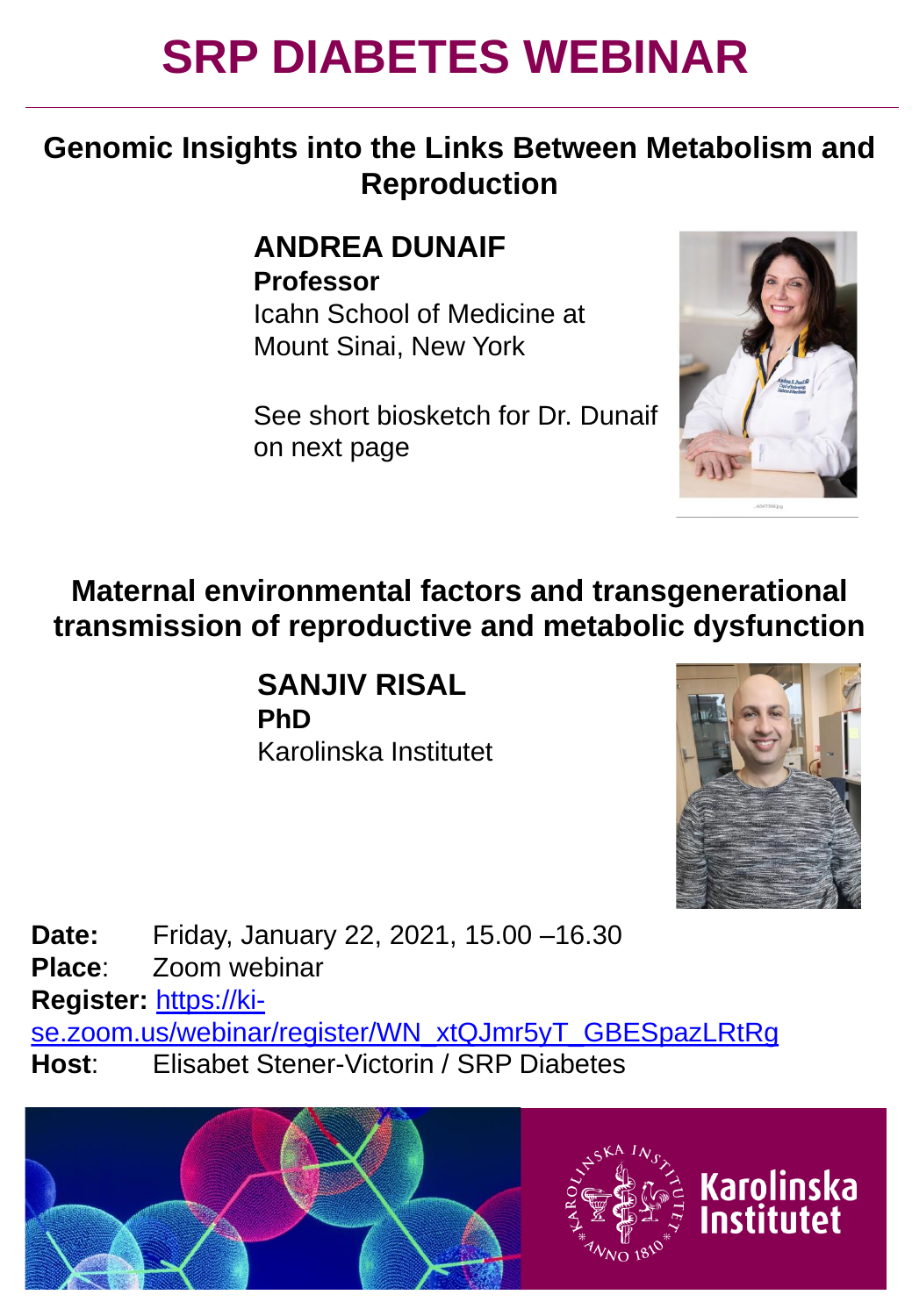# SRP DIABETES WEBINAR

## Genomic Insights into the Links Between Metabolism and Reproduction

**ANDREA DUNAIF**
**Professor**
Icahn School of Medicine at Mount Sinai, New York

See short biosketch for Dr. Dunaif on next page

## Maternal environmental factors and transgenerational transmission of reproductive and metabolic dysfunction

**SANJIV RISAL**
**PhD**
Karolinska Institutet

**Date:** Friday, January 22, 2021, 15.00 –16.30
**Place**: Zoom webinar
**Register:** https://ki-se.zoom.us/webinar/register/WN_xtQJmr5yT_GBESpazLRtRg
**Host**: Elisabet Stener-Victorin / SRP Diabetes

Karolinska Institutet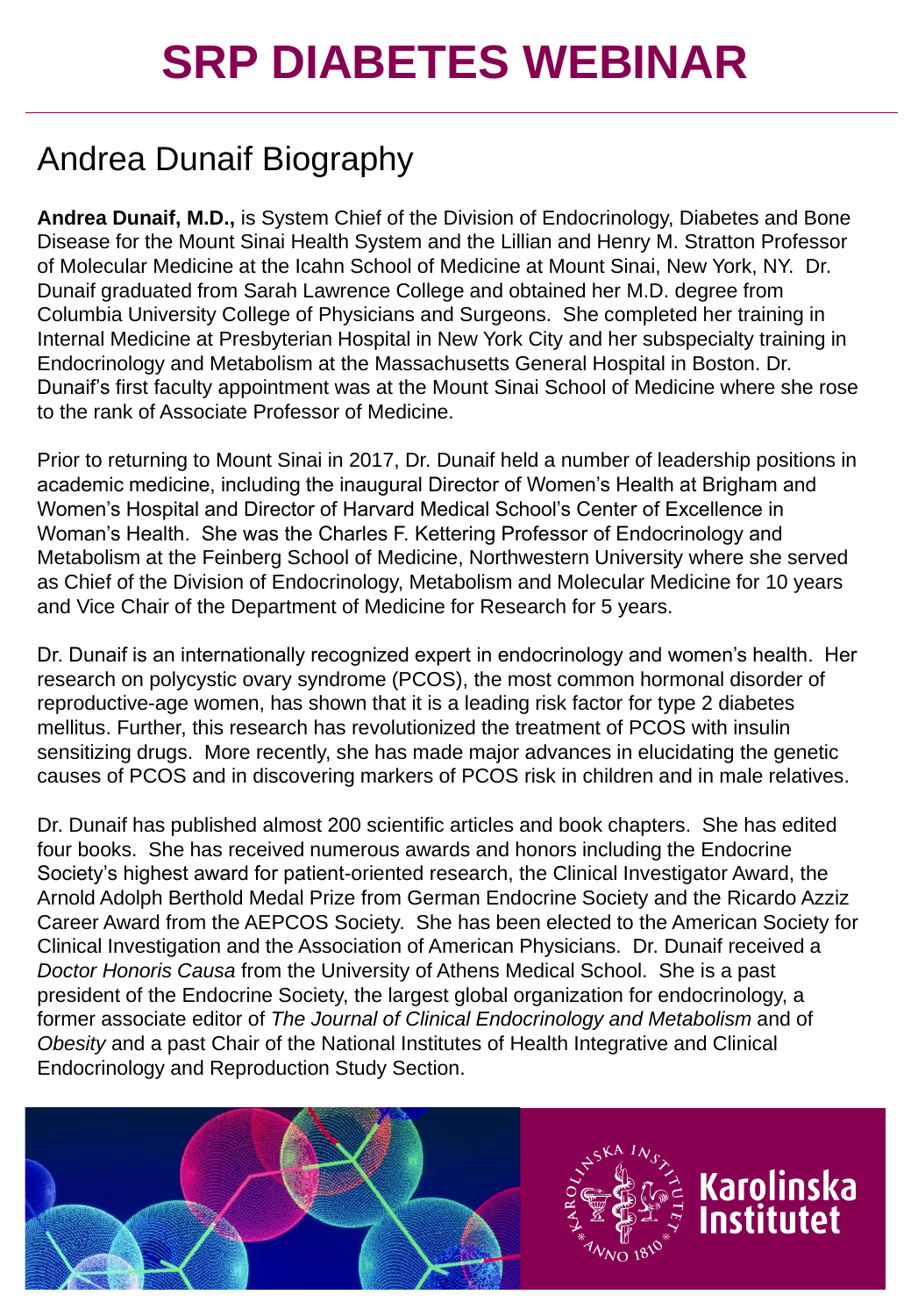# SRP DIABETES WEBINAR

## Andrea Dunaif Biography

**Andrea Dunaif, M.D.,** is System Chief of the Division of Endocrinology, Diabetes and Bone Disease for the Mount Sinai Health System and the Lillian and Henry M. Stratton Professor of Molecular Medicine at the Icahn School of Medicine at Mount Sinai, New York, NY. Dr. Dunaif graduated from Sarah Lawrence College and obtained her M.D. degree from Columbia University College of Physicians and Surgeons. She completed her training in Internal Medicine at Presbyterian Hospital in New York City and her subspecialty training in Endocrinology and Metabolism at the Massachusetts General Hospital in Boston. Dr. Dunaif's first faculty appointment was at the Mount Sinai School of Medicine where she rose to the rank of Associate Professor of Medicine.

Prior to returning to Mount Sinai in 2017, Dr. Dunaif held a number of leadership positions in academic medicine, including the inaugural Director of Women's Health at Brigham and Women's Hospital and Director of Harvard Medical School's Center of Excellence in Woman's Health. She was the Charles F. Kettering Professor of Endocrinology and Metabolism at the Feinberg School of Medicine, Northwestern University where she served as Chief of the Division of Endocrinology, Metabolism and Molecular Medicine for 10 years and Vice Chair of the Department of Medicine for Research for 5 years.

Dr. Dunaif is an internationally recognized expert in endocrinology and women's health. Her research on polycystic ovary syndrome (PCOS), the most common hormonal disorder of reproductive-age women, has shown that it is a leading risk factor for type 2 diabetes mellitus. Further, this research has revolutionized the treatment of PCOS with insulin sensitizing drugs. More recently, she has made major advances in elucidating the genetic causes of PCOS and in discovering markers of PCOS risk in children and in male relatives.

Dr. Dunaif has published almost 200 scientific articles and book chapters. She has edited four books. She has received numerous awards and honors including the Endocrine Society's highest award for patient-oriented research, the Clinical Investigator Award, the Arnold Adolph Berthold Medal Prize from German Endocrine Society and the Ricardo Azziz Career Award from the AEPCOS Society. She has been elected to the American Society for Clinical Investigation and the Association of American Physicians. Dr. Dunaif received a *Doctor Honoris Causa* from the University of Athens Medical School. She is a past president of the Endocrine Society, the largest global organization for endocrinology, a former associate editor of *The Journal of Clinical Endocrinology and Metabolism* and of *Obesity* and a past Chair of the National Institutes of Health Integrative and Clinical Endocrinology and Reproduction Study Section.

Karolinska Institutet